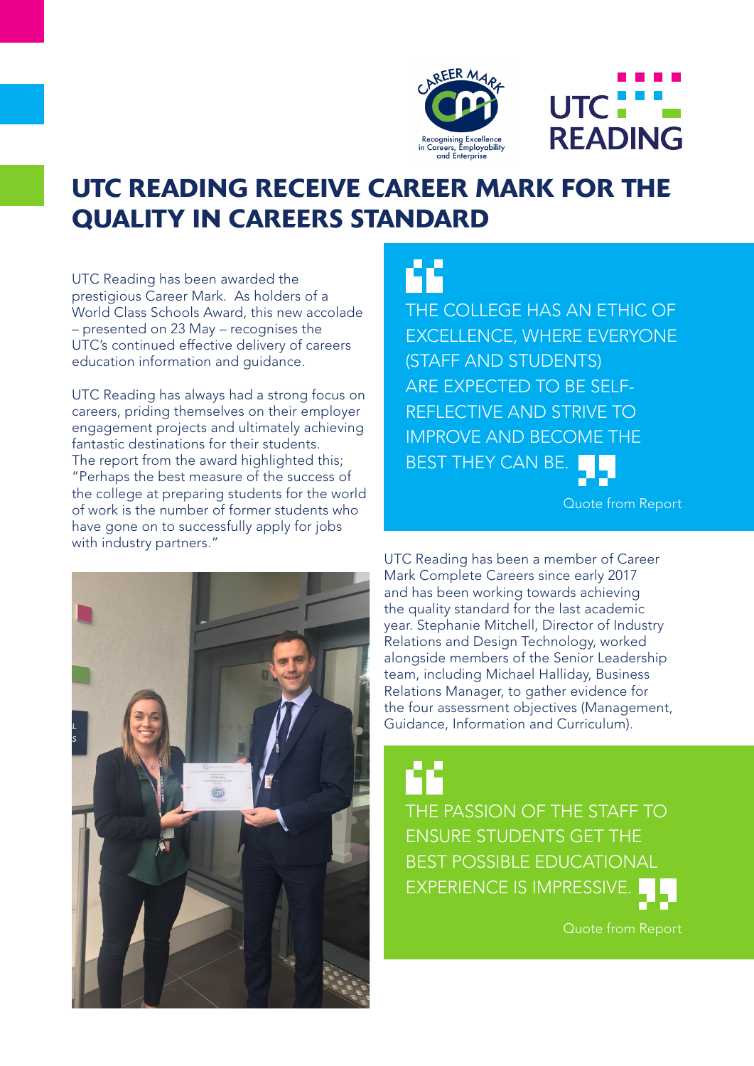# UTC READING RECEIVE CAREER MARK FOR THE QUALITY IN CAREERS STANDARD

UTC Reading has been awarded the prestigious Career Mark. As holders of a World Class Schools Award, this new accolade – presented on 23 May – recognises the UTC's continued effective delivery of careers education information and guidance.

UTC Reading has always had a strong focus on careers, priding themselves on their employer engagement projects and ultimately achieving fantastic destinations for their students. The report from the award highlighted this; "Perhaps the best measure of the success of the college at preparing students for the world of work is the number of former students who have gone on to successfully apply for jobs with industry partners."

> THE COLLEGE HAS AN ETHIC OF EXCELLENCE, WHERE EVERYONE (STAFF AND STUDENTS) ARE EXPECTED TO BE SELF-REFLECTIVE AND STRIVE TO IMPROVE AND BECOME THE BEST THEY CAN BE.
>
> Quote from Report

UTC Reading has been a member of Career Mark Complete Careers since early 2017 and has been working towards achieving the quality standard for the last academic year. Stephanie Mitchell, Director of Industry Relations and Design Technology, worked alongside members of the Senior Leadership team, including Michael Halliday, Business Relations Manager, to gather evidence for the four assessment objectives (Management, Guidance, Information and Curriculum).

> THE PASSION OF THE STAFF TO ENSURE STUDENTS GET THE BEST POSSIBLE EDUCATIONAL EXPERIENCE IS IMPRESSIVE.
>
> Quote from Report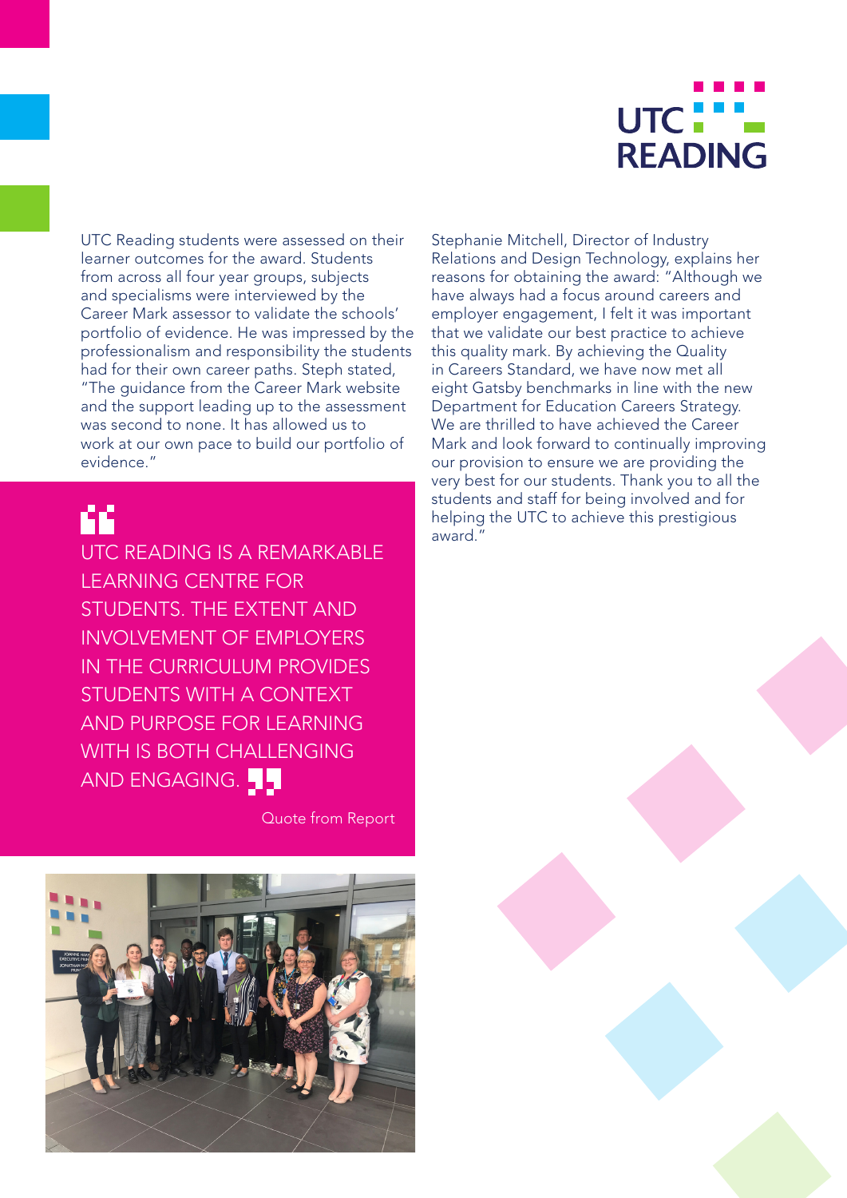UTC Reading students were assessed on their learner outcomes for the award. Students from across all four year groups, subjects and specialisms were interviewed by the Career Mark assessor to validate the schools' portfolio of evidence. He was impressed by the professionalism and responsibility the students had for their own career paths. Steph stated, "The guidance from the Career Mark website and the support leading up to the assessment was second to none. It has allowed us to work at our own pace to build our portfolio of evidence."

> UTC READING IS A REMARKABLE LEARNING CENTRE FOR STUDENTS. THE EXTENT AND INVOLVEMENT OF EMPLOYERS IN THE CURRICULUM PROVIDES STUDENTS WITH A CONTEXT AND PURPOSE FOR LEARNING WITH IS BOTH CHALLENGING AND ENGAGING.
>
> Quote from Report

Stephanie Mitchell, Director of Industry Relations and Design Technology, explains her reasons for obtaining the award: "Although we have always had a focus around careers and employer engagement, I felt it was important that we validate our best practice to achieve this quality mark. By achieving the Quality in Careers Standard, we have now met all eight Gatsby benchmarks in line with the new Department for Education Careers Strategy. We are thrilled to have achieved the Career Mark and look forward to continually improving our provision to ensure we are providing the very best for our students. Thank you to all the students and staff for being involved and for helping the UTC to achieve this prestigious award."